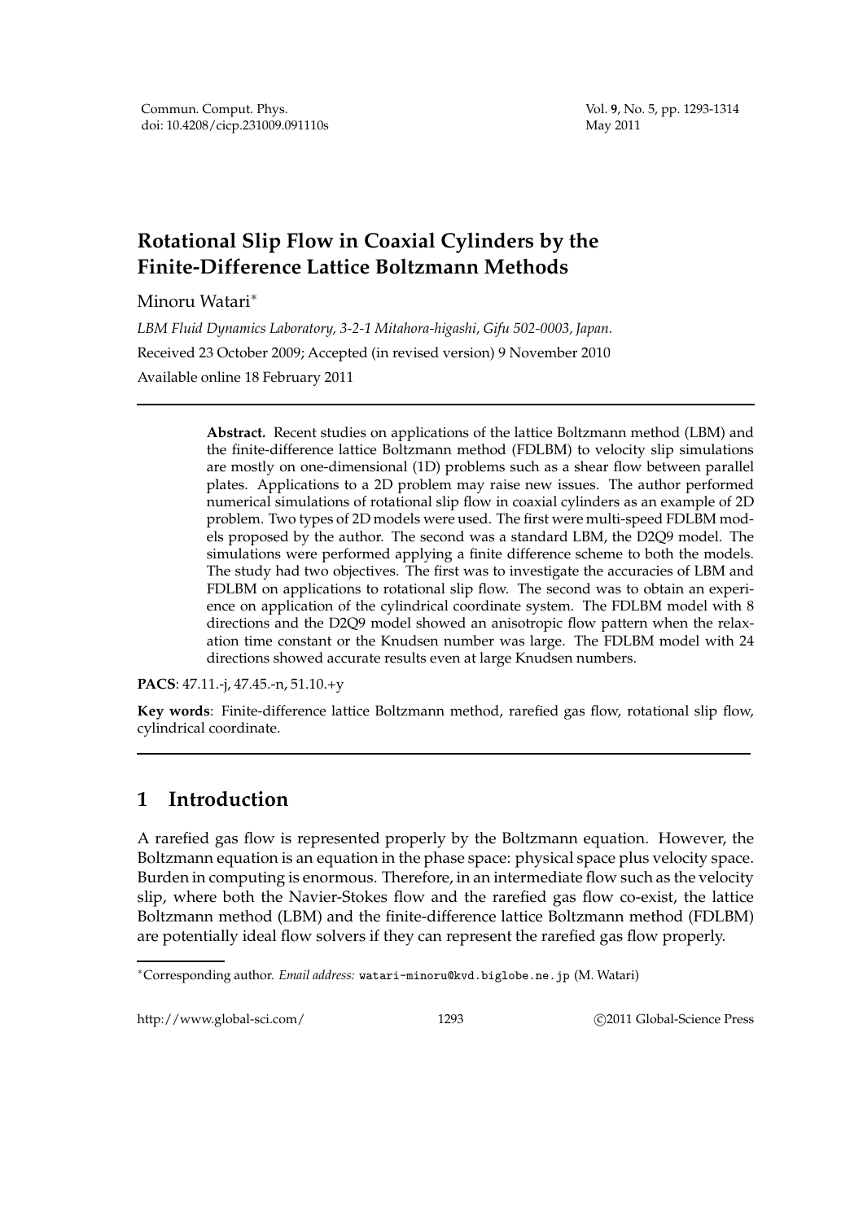# Rotational Slip Flow in Coaxial Cylinders by the Finite-Difference Lattice Boltzmann Methods

Minoru Watari*

*LBM Fluid Dynamics Laboratory, 3-2-1 Mitahora-higashi, Gifu 502-0003, Japan.*

Received 23 October 2009; Accepted (in revised version) 9 November 2010

Available online 18 February 2011

---

**Abstract.** Recent studies on applications of the lattice Boltzmann method (LBM) and the finite-difference lattice Boltzmann method (FDLBM) to velocity slip simulations are mostly on one-dimensional (1D) problems such as a shear flow between parallel plates. Applications to a 2D problem may raise new issues. The author performed numerical simulations of rotational slip flow in coaxial cylinders as an example of 2D problem. Two types of 2D models were used. The first were multi-speed FDLBM models proposed by the author. The second was a standard LBM, the D2Q9 model. The simulations were performed applying a finite difference scheme to both the models. The study had two objectives. The first was to investigate the accuracies of LBM and FDLBM on applications to rotational slip flow. The second was to obtain an experience on application of the cylindrical coordinate system. The FDLBM model with 8 directions and the D2Q9 model showed an anisotropic flow pattern when the relaxation time constant or the Knudsen number was large. The FDLBM model with 24 directions showed accurate results even at large Knudsen numbers.

**PACS**: 47.11.-j, 47.45.-n, 51.10.+y

**Key words**: Finite-difference lattice Boltzmann method, rarefied gas flow, rotational slip flow, cylindrical coordinate.

---

## 1 Introduction

A rarefied gas flow is represented properly by the Boltzmann equation. However, the Boltzmann equation is an equation in the phase space: physical space plus velocity space. Burden in computing is enormous. Therefore, in an intermediate flow such as the velocity slip, where both the Navier-Stokes flow and the rarefied gas flow co-exist, the lattice Boltzmann method (LBM) and the finite-difference lattice Boltzmann method (FDLBM) are potentially ideal flow solvers if they can represent the rarefied gas flow properly.

---

*Corresponding author. *Email address:* watari-minoru@kvd.biglobe.ne.jp (M. Watari)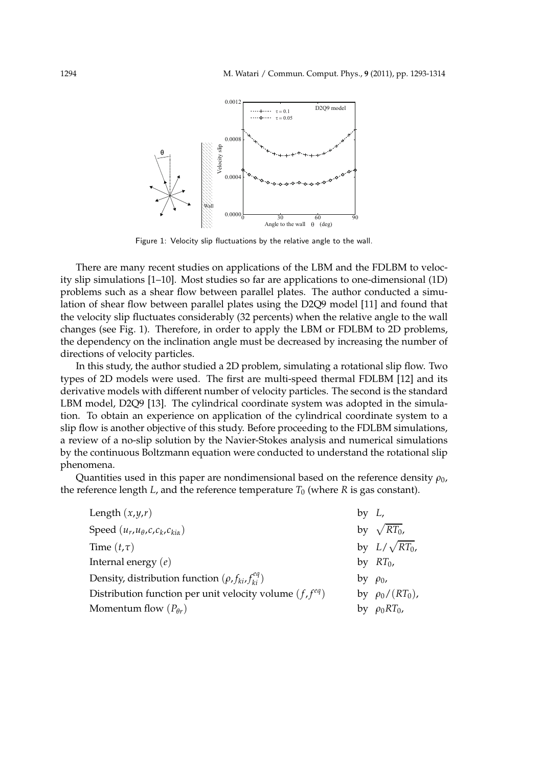θ

Wall

Velocity slip

0.0012

0.0008

0.0004

0.0000

0

30

60

90

Angle to the wall θ (deg)

τ = 0.1

τ = 0.05

D2Q9 model

Figure 1: Velocity slip fluctuations by the relative angle to the wall.

There are many recent studies on applications of the LBM and the FDLBM to velocity slip simulations [1–10]. Most studies so far are applications to one-dimensional (1D) problems such as a shear flow between parallel plates. The author conducted a simulation of shear flow between parallel plates using the D2Q9 model [11] and found that the velocity slip fluctuates considerably (32 percents) when the relative angle to the wall changes (see Fig. 1). Therefore, in order to apply the LBM or FDLBM to 2D problems, the dependency on the inclination angle must be decreased by increasing the number of directions of velocity particles.

In this study, the author studied a 2D problem, simulating a rotational slip flow. Two types of 2D models were used. The first are multi-speed thermal FDLBM [12] and its derivative models with different number of velocity particles. The second is the standard LBM model, D2Q9 [13]. The cylindrical coordinate system was adopted in the simulation. To obtain an experience on application of the cylindrical coordinate system to a slip flow is another objective of this study. Before proceeding to the FDLBM simulations, a review of a no-slip solution by the Navier-Stokes analysis and numerical simulations by the continuous Boltzmann equation were conducted to understand the rotational slip phenomena.

Quantities used in this paper are nondimensional based on the reference density $\rho_0$, the reference length $L$, and the reference temperature $T_0$ (where $R$ is gas constant).

| | |
|---|---|
| Length $(x,y,r)$ | by $L$, |
| Speed $(u_r,u_\theta,c,c_k,c_{ki\alpha})$ | by $\sqrt{RT_0}$, |
| Time $(t,\tau)$ | by $L/\sqrt{RT_0}$, |
| Internal energy $(e)$ | by $RT_0$, |
| Density, distribution function $(\rho,f_{ki},f_{ki}^{eq})$ | by $\rho_0$, |
| Distribution function per unit velocity volume $(f,f^{eq})$ | by $\rho_0/(RT_0)$, |
| Momentum flow $(P_{\theta r})$ | by $\rho_0 RT_0$, |